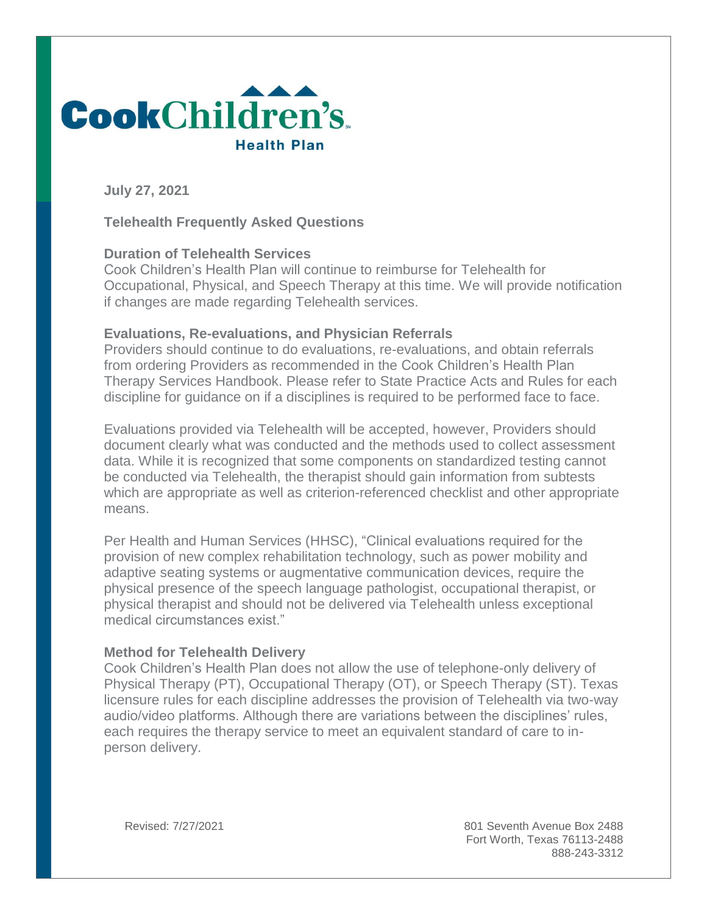Cook Children's Health Plan

**July 27, 2021**

## Telehealth Frequently Asked Questions

### Duration of Telehealth Services

Cook Children's Health Plan will continue to reimburse for Telehealth for Occupational, Physical, and Speech Therapy at this time. We will provide notification if changes are made regarding Telehealth services.

### Evaluations, Re-evaluations, and Physician Referrals

Providers should continue to do evaluations, re-evaluations, and obtain referrals from ordering Providers as recommended in the Cook Children's Health Plan Therapy Services Handbook. Please refer to State Practice Acts and Rules for each discipline for guidance on if a disciplines is required to be performed face to face.

Evaluations provided via Telehealth will be accepted, however, Providers should document clearly what was conducted and the methods used to collect assessment data. While it is recognized that some components on standardized testing cannot be conducted via Telehealth, the therapist should gain information from subtests which are appropriate as well as criterion-referenced checklist and other appropriate means.

Per Health and Human Services (HHSC), "Clinical evaluations required for the provision of new complex rehabilitation technology, such as power mobility and adaptive seating systems or augmentative communication devices, require the physical presence of the speech language pathologist, occupational therapist, or physical therapist and should not be delivered via Telehealth unless exceptional medical circumstances exist."

### Method for Telehealth Delivery

Cook Children's Health Plan does not allow the use of telephone-only delivery of Physical Therapy (PT), Occupational Therapy (OT), or Speech Therapy (ST). Texas licensure rules for each discipline addresses the provision of Telehealth via two-way audio/video platforms. Although there are variations between the disciplines' rules, each requires the therapy service to meet an equivalent standard of care to in-person delivery.

Revised: 7/27/2021

801 Seventh Avenue Box 2488
Fort Worth, Texas 76113-2488
888-243-3312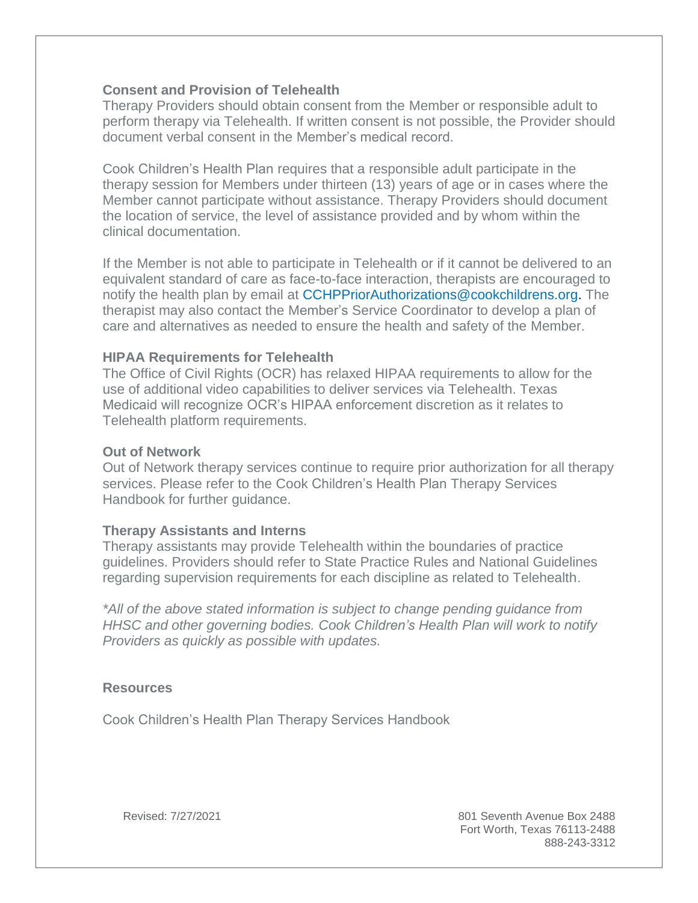### Consent and Provision of Telehealth

Therapy Providers should obtain consent from the Member or responsible adult to perform therapy via Telehealth. If written consent is not possible, the Provider should document verbal consent in the Member's medical record.

Cook Children's Health Plan requires that a responsible adult participate in the therapy session for Members under thirteen (13) years of age or in cases where the Member cannot participate without assistance. Therapy Providers should document the location of service, the level of assistance provided and by whom within the clinical documentation.

If the Member is not able to participate in Telehealth or if it cannot be delivered to an equivalent standard of care as face-to-face interaction, therapists are encouraged to notify the health plan by email at CCHPPriorAuthorizations@cookchildrens.org. The therapist may also contact the Member's Service Coordinator to develop a plan of care and alternatives as needed to ensure the health and safety of the Member.

### HIPAA Requirements for Telehealth

The Office of Civil Rights (OCR) has relaxed HIPAA requirements to allow for the use of additional video capabilities to deliver services via Telehealth. Texas Medicaid will recognize OCR's HIPAA enforcement discretion as it relates to Telehealth platform requirements.

### Out of Network

Out of Network therapy services continue to require prior authorization for all therapy services. Please refer to the Cook Children's Health Plan Therapy Services Handbook for further guidance.

### Therapy Assistants and Interns

Therapy assistants may provide Telehealth within the boundaries of practice guidelines. Providers should refer to State Practice Rules and National Guidelines regarding supervision requirements for each discipline as related to Telehealth.

*\*All of the above stated information is subject to change pending guidance from HHSC and other governing bodies. Cook Children's Health Plan will work to notify Providers as quickly as possible with updates.*

### Resources

Cook Children's Health Plan Therapy Services Handbook

Revised: 7/27/2021

801 Seventh Avenue Box 2488
Fort Worth, Texas 76113-2488
888-243-3312